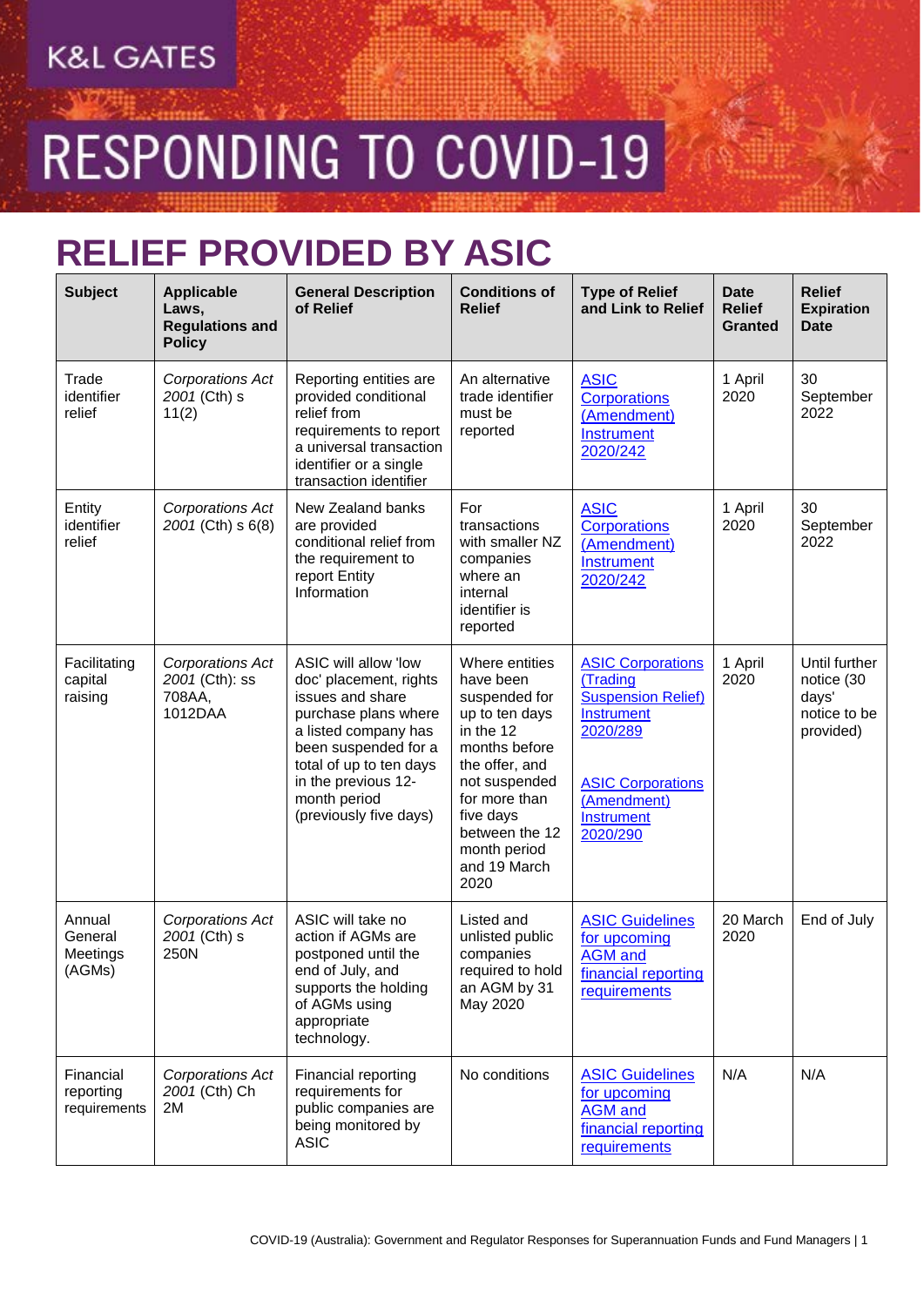K&L GATES

# RESPONDING TO COVID-19

## RELIEF PROVIDED BY ASIC

| Subject | Applicable Laws, Regulations and Policy | General Description of Relief | Conditions of Relief | Type of Relief and Link to Relief | Date Relief Granted | Relief Expiration Date |
|---|---|---|---|---|---|---|
| Trade identifier relief | *Corporations Act 2001* (Cth) s 11(2) | Reporting entities are provided conditional relief from requirements to report a universal transaction identifier or a single transaction identifier | An alternative trade identifier must be reported | ASIC Corporations (Amendment) Instrument 2020/242 | 1 April 2020 | 30 September 2022 |
| Entity identifier relief | *Corporations Act 2001* (Cth) s 6(8) | New Zealand banks are provided conditional relief from the requirement to report Entity Information | For transactions with smaller NZ companies where an internal identifier is reported | ASIC Corporations (Amendment) Instrument 2020/242 | 1 April 2020 | 30 September 2022 |
| Facilitating capital raising | *Corporations Act 2001* (Cth): ss 708AA, 1012DAA | ASIC will allow 'low doc' placement, rights issues and share purchase plans where a listed company has been suspended for a total of up to ten days in the previous 12-month period (previously five days) | Where entities have been suspended for up to ten days in the 12 months before the offer, and not suspended for more than five days between the 12 month period and 19 March 2020 | ASIC Corporations (Trading Suspension Relief) Instrument 2020/289<br><br>ASIC Corporations (Amendment) Instrument 2020/290 | 1 April 2020 | Until further notice (30 days' notice to be provided) |
| Annual General Meetings (AGMs) | *Corporations Act 2001* (Cth) s 250N | ASIC will take no action if AGMs are postponed until the end of July, and supports the holding of AGMs using appropriate technology. | Listed and unlisted public companies required to hold an AGM by 31 May 2020 | ASIC Guidelines for upcoming AGM and financial reporting requirements | 20 March 2020 | End of July |
| Financial reporting requirements | *Corporations Act 2001* (Cth) Ch 2M | Financial reporting requirements for public companies are being monitored by ASIC | No conditions | ASIC Guidelines for upcoming AGM and financial reporting requirements | N/A | N/A |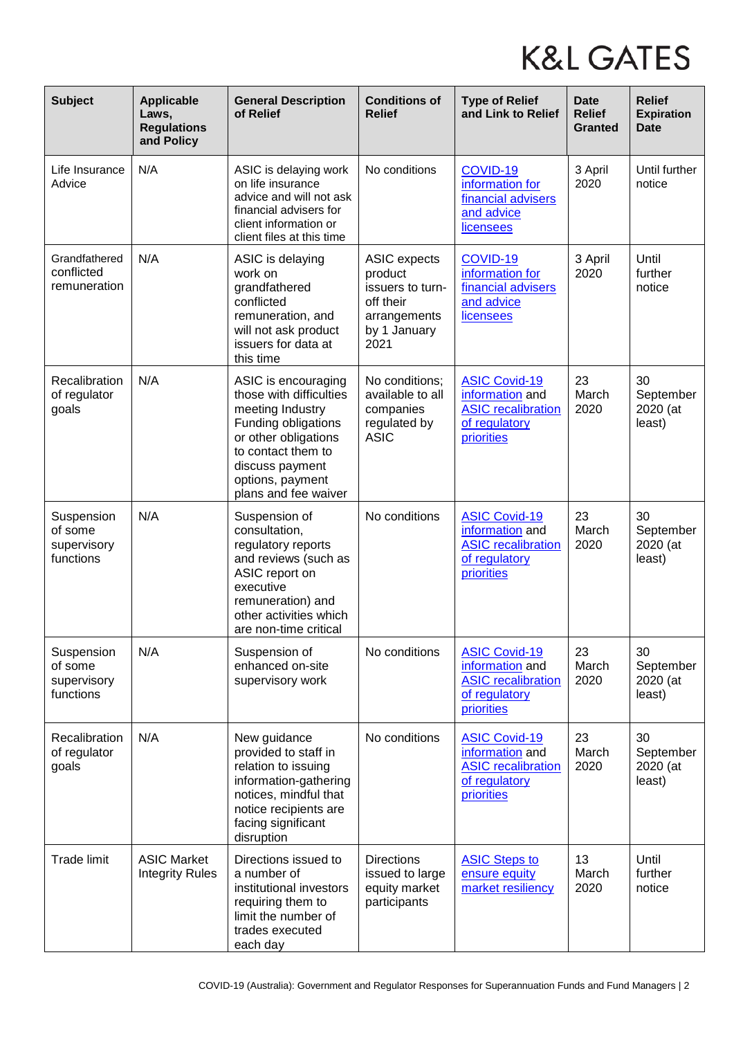| Subject | Applicable Laws, Regulations and Policy | General Description of Relief | Conditions of Relief | Type of Relief and Link to Relief | Date Relief Granted | Relief Expiration Date |
|---|---|---|---|---|---|---|
| Life Insurance Advice | N/A | ASIC is delaying work on life insurance advice and will not ask financial advisers for client information or client files at this time | No conditions | COVID-19 information for financial advisers and advice licensees | 3 April 2020 | Until further notice |
| Grandfathered conflicted remuneration | N/A | ASIC is delaying work on grandfathered conflicted remuneration, and will not ask product issuers for data at this time | ASIC expects product issuers to turn-off their arrangements by 1 January 2021 | COVID-19 information for financial advisers and advice licensees | 3 April 2020 | Until further notice |
| Recalibration of regulator goals | N/A | ASIC is encouraging those with difficulties meeting Industry Funding obligations or other obligations to contact them to discuss payment options, payment plans and fee waiver | No conditions; available to all companies regulated by ASIC | ASIC Covid-19 information and ASIC recalibration of regulatory priorities | 23 March 2020 | 30 September 2020 (at least) |
| Suspension of some supervisory functions | N/A | Suspension of consultation, regulatory reports and reviews (such as ASIC report on executive remuneration) and other activities which are non-time critical | No conditions | ASIC Covid-19 information and ASIC recalibration of regulatory priorities | 23 March 2020 | 30 September 2020 (at least) |
| Suspension of some supervisory functions | N/A | Suspension of enhanced on-site supervisory work | No conditions | ASIC Covid-19 information and ASIC recalibration of regulatory priorities | 23 March 2020 | 30 September 2020 (at least) |
| Recalibration of regulator goals | N/A | New guidance provided to staff in relation to issuing information-gathering notices, mindful that notice recipients are facing significant disruption | No conditions | ASIC Covid-19 information and ASIC recalibration of regulatory priorities | 23 March 2020 | 30 September 2020 (at least) |
| Trade limit | ASIC Market Integrity Rules | Directions issued to a number of institutional investors requiring them to limit the number of trades executed each day | Directions issued to large equity market participants | ASIC Steps to ensure equity market resiliency | 13 March 2020 | Until further notice |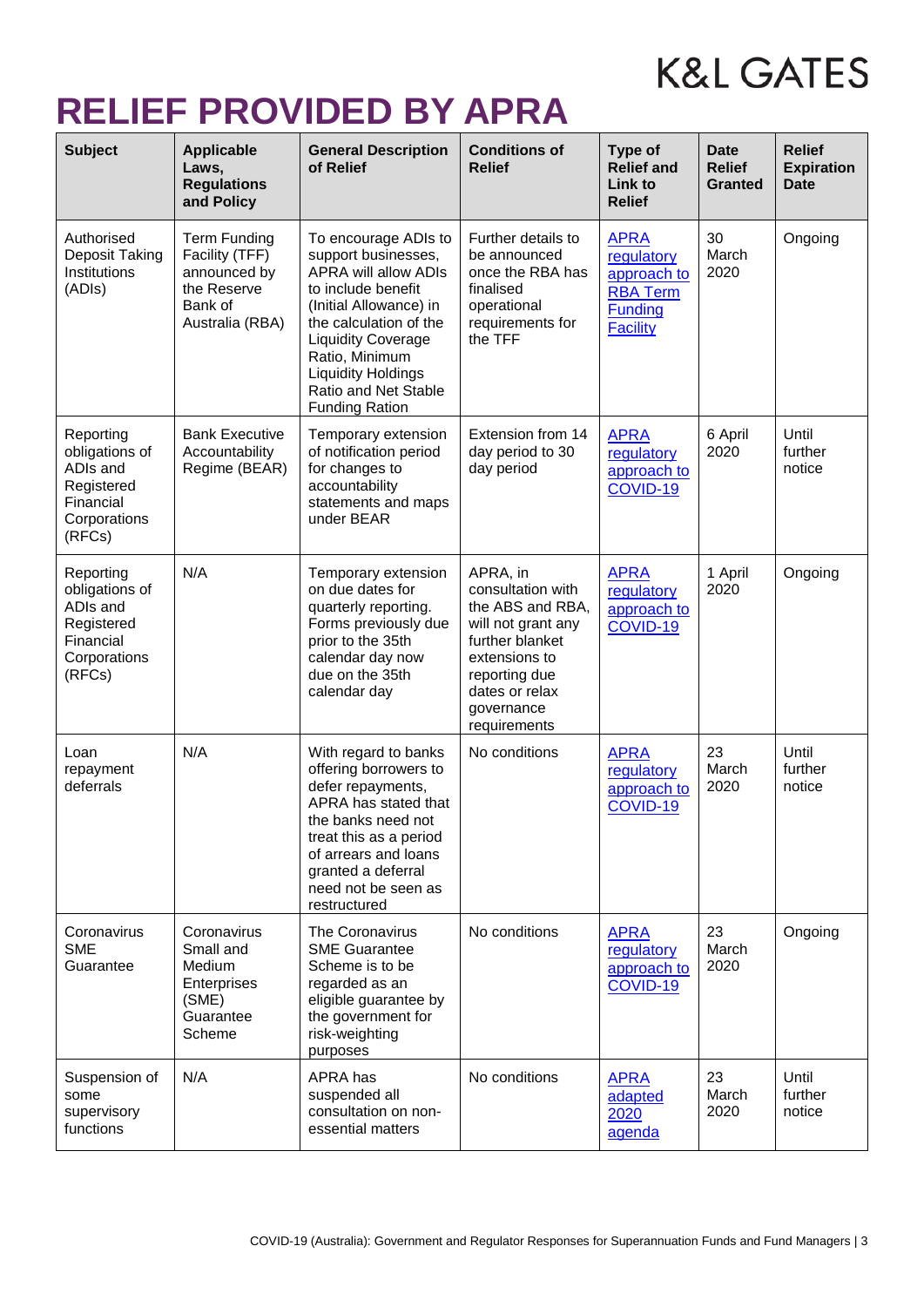# RELIEF PROVIDED BY APRA

| Subject | Applicable Laws, Regulations and Policy | General Description of Relief | Conditions of Relief | Type of Relief and Link to Relief | Date Relief Granted | Relief Expiration Date |
|---|---|---|---|---|---|---|
| Authorised Deposit Taking Institutions (ADIs) | Term Funding Facility (TFF) announced by the Reserve Bank of Australia (RBA) | To encourage ADIs to support businesses, APRA will allow ADIs to include benefit (Initial Allowance) in the calculation of the Liquidity Coverage Ratio, Minimum Liquidity Holdings Ratio and Net Stable Funding Ration | Further details to be announced once the RBA has finalised operational requirements for the TFF | APRA regulatory approach to RBA Term Funding Facility | 30 March 2020 | Ongoing |
| Reporting obligations of ADIs and Registered Financial Corporations (RFCs) | Bank Executive Accountability Regime (BEAR) | Temporary extension of notification period for changes to accountability statements and maps under BEAR | Extension from 14 day period to 30 day period | APRA regulatory approach to COVID-19 | 6 April 2020 | Until further notice |
| Reporting obligations of ADIs and Registered Financial Corporations (RFCs) | N/A | Temporary extension on due dates for quarterly reporting. Forms previously due prior to the 35th calendar day now due on the 35th calendar day | APRA, in consultation with the ABS and RBA, will not grant any further blanket extensions to reporting due dates or relax governance requirements | APRA regulatory approach to COVID-19 | 1 April 2020 | Ongoing |
| Loan repayment deferrals | N/A | With regard to banks offering borrowers to defer repayments, APRA has stated that the banks need not treat this as a period of arrears and loans granted a deferral need not be seen as restructured | No conditions | APRA regulatory approach to COVID-19 | 23 March 2020 | Until further notice |
| Coronavirus SME Guarantee | Coronavirus Small and Medium Enterprises (SME) Guarantee Scheme | The Coronavirus SME Guarantee Scheme is to be regarded as an eligible guarantee by the government for risk-weighting purposes | No conditions | APRA regulatory approach to COVID-19 | 23 March 2020 | Ongoing |
| Suspension of some supervisory functions | N/A | APRA has suspended all consultation on non-essential matters | No conditions | APRA adapted 2020 agenda | 23 March 2020 | Until further notice |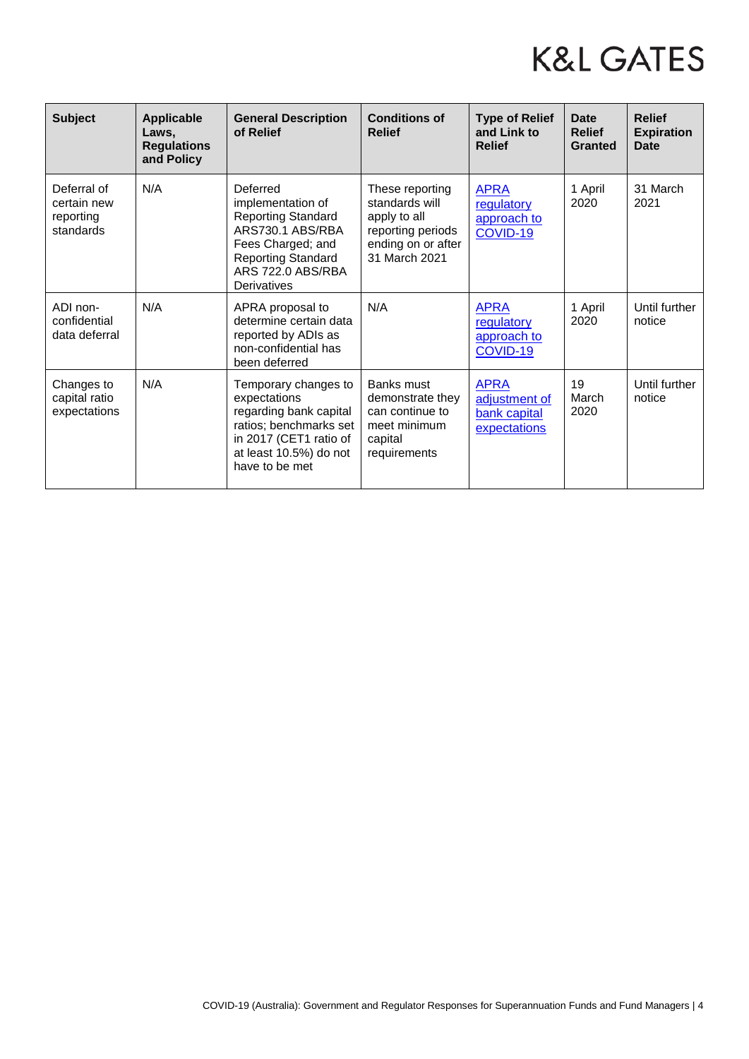| Subject | Applicable Laws, Regulations and Policy | General Description of Relief | Conditions of Relief | Type of Relief and Link to Relief | Date Relief Granted | Relief Expiration Date |
|---|---|---|---|---|---|---|
| Deferral of certain new reporting standards | N/A | Deferred implementation of Reporting Standard ARS730.1 ABS/RBA Fees Charged; and Reporting Standard ARS 722.0 ABS/RBA Derivatives | These reporting standards will apply to all reporting periods ending on or after 31 March 2021 | APRA regulatory approach to COVID-19 | 1 April 2020 | 31 March 2021 |
| ADI non-confidential data deferral | N/A | APRA proposal to determine certain data reported by ADIs as non-confidential has been deferred | N/A | APRA regulatory approach to COVID-19 | 1 April 2020 | Until further notice |
| Changes to capital ratio expectations | N/A | Temporary changes to expectations regarding bank capital ratios; benchmarks set in 2017 (CET1 ratio of at least 10.5%) do not have to be met | Banks must demonstrate they can continue to meet minimum capital requirements | APRA adjustment of bank capital expectations | 19 March 2020 | Until further notice |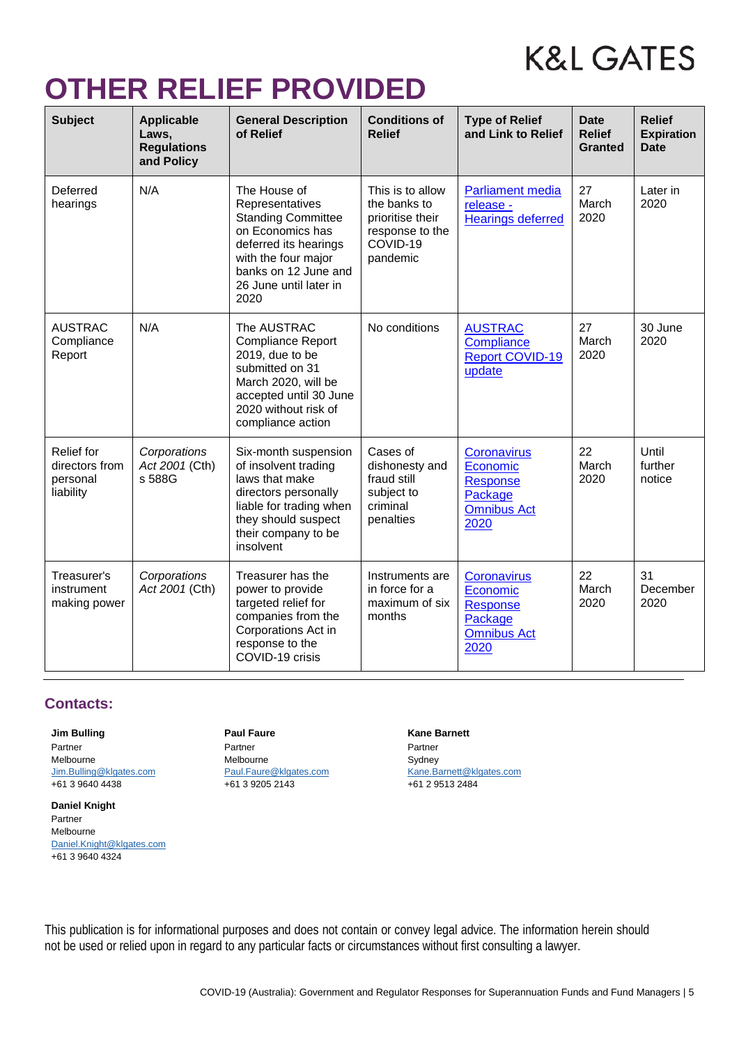# OTHER RELIEF PROVIDED

| Subject | Applicable Laws, Regulations and Policy | General Description of Relief | Conditions of Relief | Type of Relief and Link to Relief | Date Relief Granted | Relief Expiration Date |
|---|---|---|---|---|---|---|
| Deferred hearings | N/A | The House of Representatives Standing Committee on Economics has deferred its hearings with the four major banks on 12 June and 26 June until later in 2020 | This is to allow the banks to prioritise their response to the COVID-19 pandemic | Parliament media release - Hearings deferred | 27 March 2020 | Later in 2020 |
| AUSTRAC Compliance Report | N/A | The AUSTRAC Compliance Report 2019, due to be submitted on 31 March 2020, will be accepted until 30 June 2020 without risk of compliance action | No conditions | AUSTRAC Compliance Report COVID-19 update | 27 March 2020 | 30 June 2020 |
| Relief for directors from personal liability | *Corporations Act 2001* (Cth) s 588G | Six-month suspension of insolvent trading laws that make directors personally liable for trading when they should suspect their company to be insolvent | Cases of dishonesty and fraud still subject to criminal penalties | Coronavirus Economic Response Package Omnibus Act 2020 | 22 March 2020 | Until further notice |
| Treasurer's instrument making power | *Corporations Act 2001* (Cth) | Treasurer has the power to provide targeted relief for companies from the Corporations Act in response to the COVID-19 crisis | Instruments are in force for a maximum of six months | Coronavirus Economic Response Package Omnibus Act 2020 | 22 March 2020 | 31 December 2020 |

## Contacts:

**Jim Bulling**
Partner
Melbourne
Jim.Bulling@klgates.com
+61 3 9640 4438

**Daniel Knight**
Partner
Melbourne
Daniel.Knight@klgates.com
+61 3 9640 4324

**Paul Faure**
Partner
Melbourne
Paul.Faure@klgates.com
+61 3 9205 2143

**Kane Barnett**
Partner
Sydney
Kane.Barnett@klgates.com
+61 2 9513 2484

This publication is for informational purposes and does not contain or convey legal advice. The information herein should not be used or relied upon in regard to any particular facts or circumstances without first consulting a lawyer.